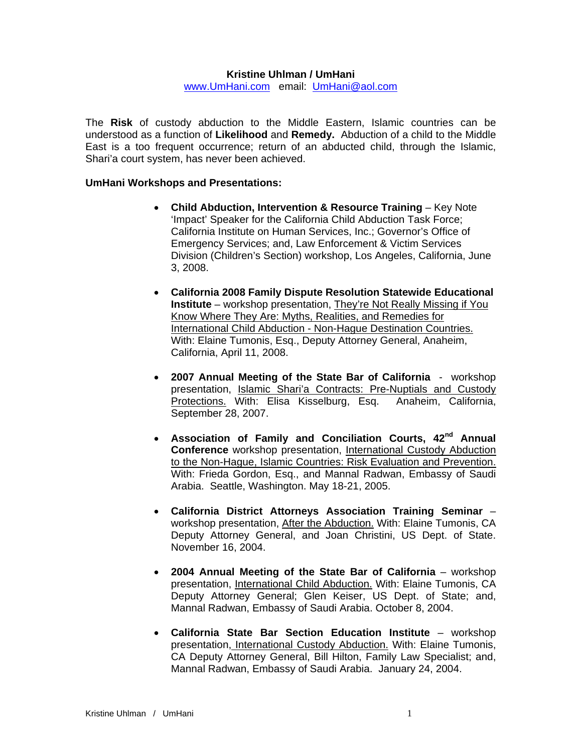**Kristine Uhlman / UmHani**

www.UmHani.com email: UmHani@aol.com

The **Risk** of custody abduction to the Middle Eastern, Islamic countries can be understood as a function of **Likelihood** and **Remedy.** Abduction of a child to the Middle East is a too frequent occurrence; return of an abducted child, through the Islamic, Shari'a court system, has never been achieved.

**UmHani Workshops and Presentations:**

- **Child Abduction, Intervention & Resource Training** – Key Note 'Impact' Speaker for the California Child Abduction Task Force; California Institute on Human Services, Inc.; Governor's Office of Emergency Services; and, Law Enforcement & Victim Services Division (Children's Section) workshop, Los Angeles, California, June 3, 2008.

- **California 2008 Family Dispute Resolution Statewide Educational Institute** – workshop presentation, They're Not Really Missing if You Know Where They Are: Myths, Realities, and Remedies for International Child Abduction - Non-Hague Destination Countries. With: Elaine Tumonis, Esq., Deputy Attorney General, Anaheim, California, April 11, 2008.

- **2007 Annual Meeting of the State Bar of California** - workshop presentation, Islamic Shari'a Contracts: Pre-Nuptials and Custody Protections. With: Elisa Kisselburg, Esq. Anaheim, California, September 28, 2007.

- **Association of Family and Conciliation Courts, 42nd Annual Conference** workshop presentation, International Custody Abduction to the Non-Hague, Islamic Countries: Risk Evaluation and Prevention. With: Frieda Gordon, Esq., and Mannal Radwan, Embassy of Saudi Arabia. Seattle, Washington. May 18-21, 2005.

- **California District Attorneys Association Training Seminar** – workshop presentation, After the Abduction. With: Elaine Tumonis, CA Deputy Attorney General, and Joan Christini, US Dept. of State. November 16, 2004.

- **2004 Annual Meeting of the State Bar of California** – workshop presentation, International Child Abduction. With: Elaine Tumonis, CA Deputy Attorney General; Glen Keiser, US Dept. of State; and, Mannal Radwan, Embassy of Saudi Arabia. October 8, 2004.

- **California State Bar Section Education Institute** – workshop presentation, International Custody Abduction. With: Elaine Tumonis, CA Deputy Attorney General, Bill Hilton, Family Law Specialist; and, Mannal Radwan, Embassy of Saudi Arabia. January 24, 2004.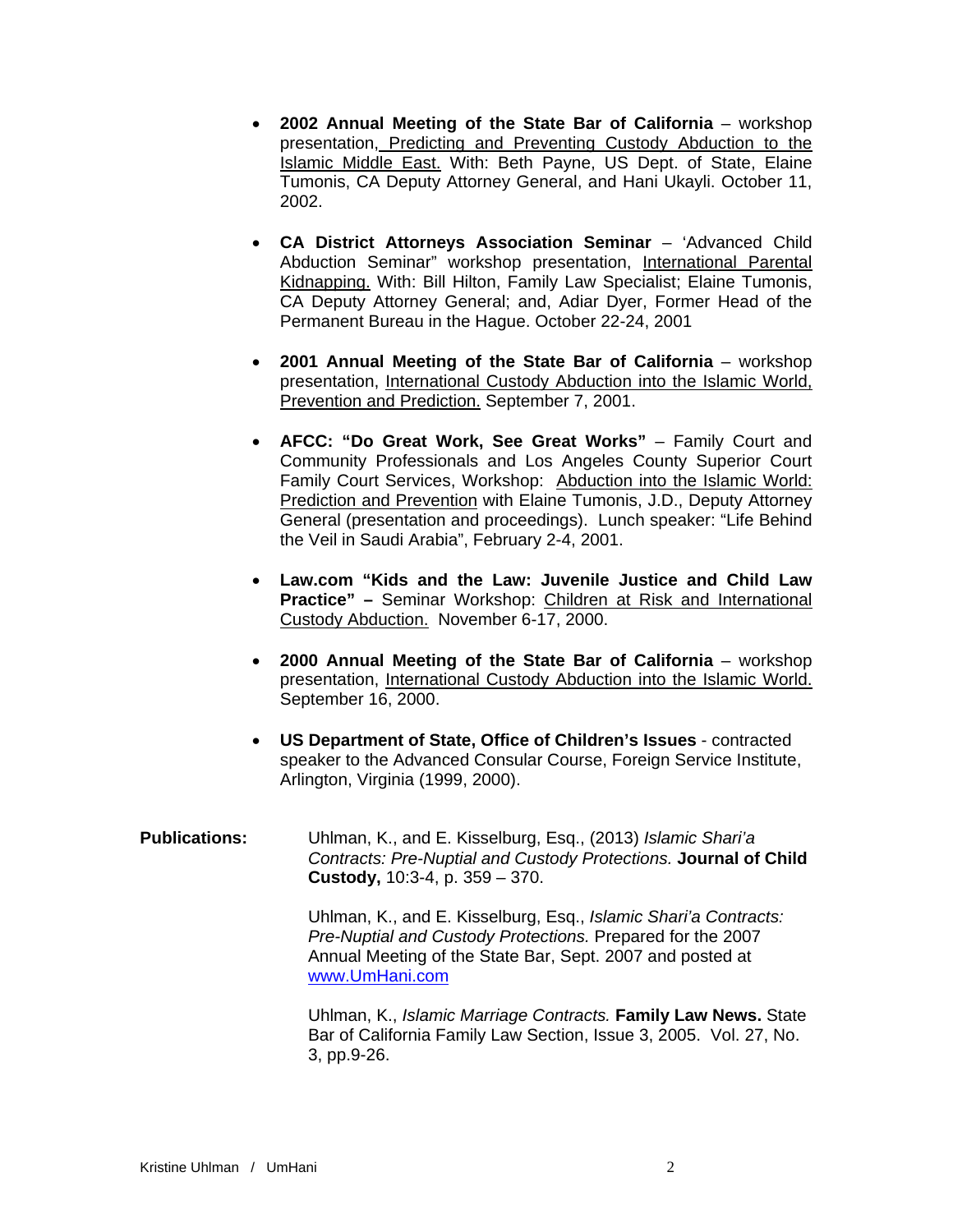- **2002 Annual Meeting of the State Bar of California** – workshop presentation, Predicting and Preventing Custody Abduction to the Islamic Middle East. With: Beth Payne, US Dept. of State, Elaine Tumonis, CA Deputy Attorney General, and Hani Ukayli. October 11, 2002.

- **CA District Attorneys Association Seminar** – 'Advanced Child Abduction Seminar" workshop presentation, International Parental Kidnapping. With: Bill Hilton, Family Law Specialist; Elaine Tumonis, CA Deputy Attorney General; and, Adiar Dyer, Former Head of the Permanent Bureau in the Hague. October 22-24, 2001

- **2001 Annual Meeting of the State Bar of California** – workshop presentation, International Custody Abduction into the Islamic World, Prevention and Prediction. September 7, 2001.

- **AFCC: "Do Great Work, See Great Works"** – Family Court and Community Professionals and Los Angeles County Superior Court Family Court Services, Workshop: Abduction into the Islamic World: Prediction and Prevention with Elaine Tumonis, J.D., Deputy Attorney General (presentation and proceedings). Lunch speaker: "Life Behind the Veil in Saudi Arabia", February 2-4, 2001.

- **Law.com "Kids and the Law: Juvenile Justice and Child Law Practice" –** Seminar Workshop: Children at Risk and International Custody Abduction. November 6-17, 2000.

- **2000 Annual Meeting of the State Bar of California** – workshop presentation, International Custody Abduction into the Islamic World. September 16, 2000.

- **US Department of State, Office of Children's Issues** - contracted speaker to the Advanced Consular Course, Foreign Service Institute, Arlington, Virginia (1999, 2000).

**Publications:**

Uhlman, K., and E. Kisselburg, Esq., (2013) *Islamic Shari'a Contracts: Pre-Nuptial and Custody Protections.* **Journal of Child Custody,** 10:3-4, p. 359 – 370.

Uhlman, K., and E. Kisselburg, Esq., *Islamic Shari'a Contracts: Pre-Nuptial and Custody Protections.* Prepared for the 2007 Annual Meeting of the State Bar, Sept. 2007 and posted at www.UmHani.com

Uhlman, K., *Islamic Marriage Contracts.* **Family Law News.** State Bar of California Family Law Section, Issue 3, 2005. Vol. 27, No. 3, pp.9-26.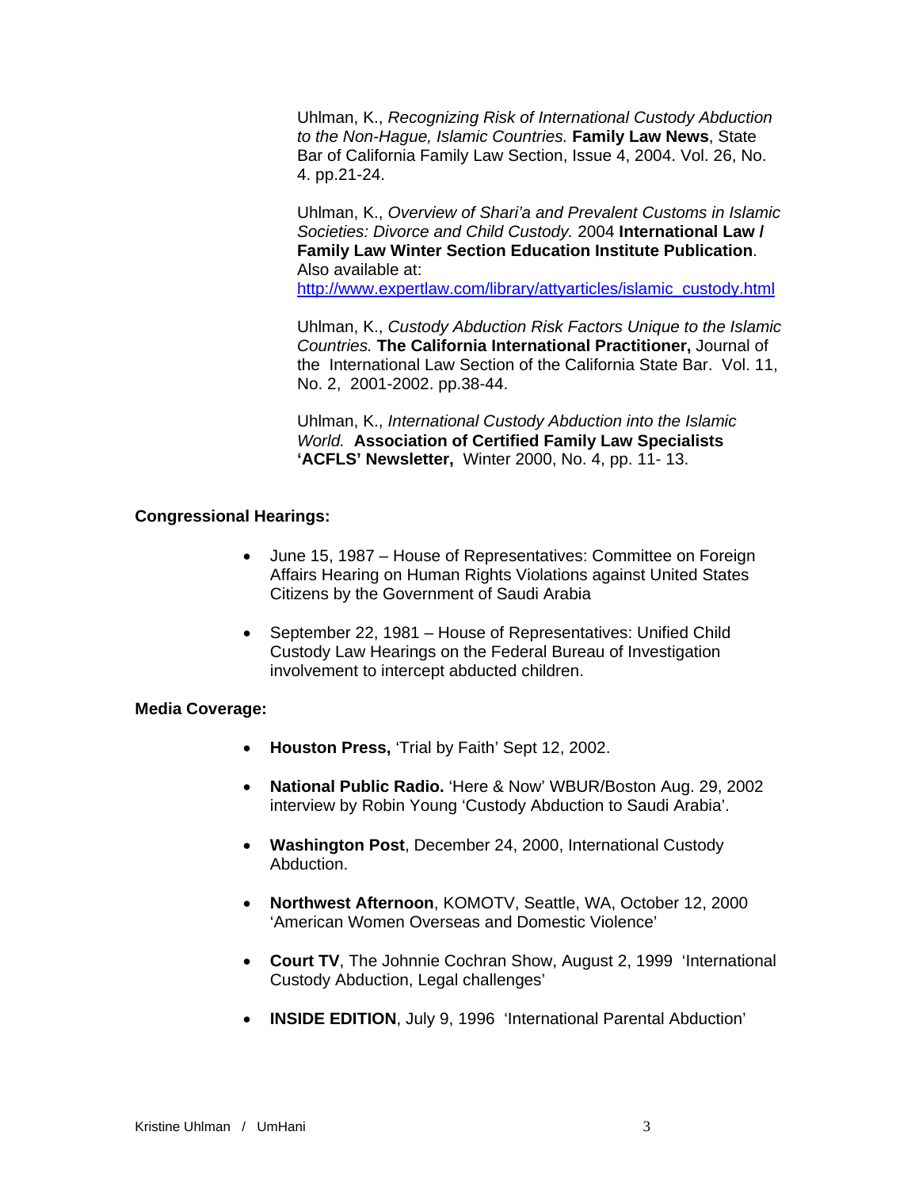Uhlman, K., *Recognizing Risk of International Custody Abduction to the Non-Hague, Islamic Countries.* **Family Law News**, State Bar of California Family Law Section, Issue 4, 2004. Vol. 26, No. 4. pp.21-24.

Uhlman, K., *Overview of Shari'a and Prevalent Customs in Islamic Societies: Divorce and Child Custody.* 2004 **International Law / Family Law Winter Section Education Institute Publication**. Also available at: http://www.expertlaw.com/library/attyarticles/islamic_custody.html

Uhlman, K., *Custody Abduction Risk Factors Unique to the Islamic Countries.* **The California International Practitioner,** Journal of the International Law Section of the California State Bar. Vol. 11, No. 2, 2001-2002. pp.38-44.

Uhlman, K., *International Custody Abduction into the Islamic World.* **Association of Certified Family Law Specialists 'ACFLS' Newsletter,** Winter 2000, No. 4, pp. 11- 13.

**Congressional Hearings:**

- June 15, 1987 – House of Representatives: Committee on Foreign Affairs Hearing on Human Rights Violations against United States Citizens by the Government of Saudi Arabia
- September 22, 1981 – House of Representatives: Unified Child Custody Law Hearings on the Federal Bureau of Investigation involvement to intercept abducted children.

**Media Coverage:**

- **Houston Press,** 'Trial by Faith' Sept 12, 2002.
- **National Public Radio.** 'Here & Now' WBUR/Boston Aug. 29, 2002 interview by Robin Young 'Custody Abduction to Saudi Arabia'.
- **Washington Post**, December 24, 2000, International Custody Abduction.
- **Northwest Afternoon**, KOMOTV, Seattle, WA, October 12, 2000 'American Women Overseas and Domestic Violence'
- **Court TV**, The Johnnie Cochran Show, August 2, 1999 'International Custody Abduction, Legal challenges'
- **INSIDE EDITION**, July 9, 1996 'International Parental Abduction'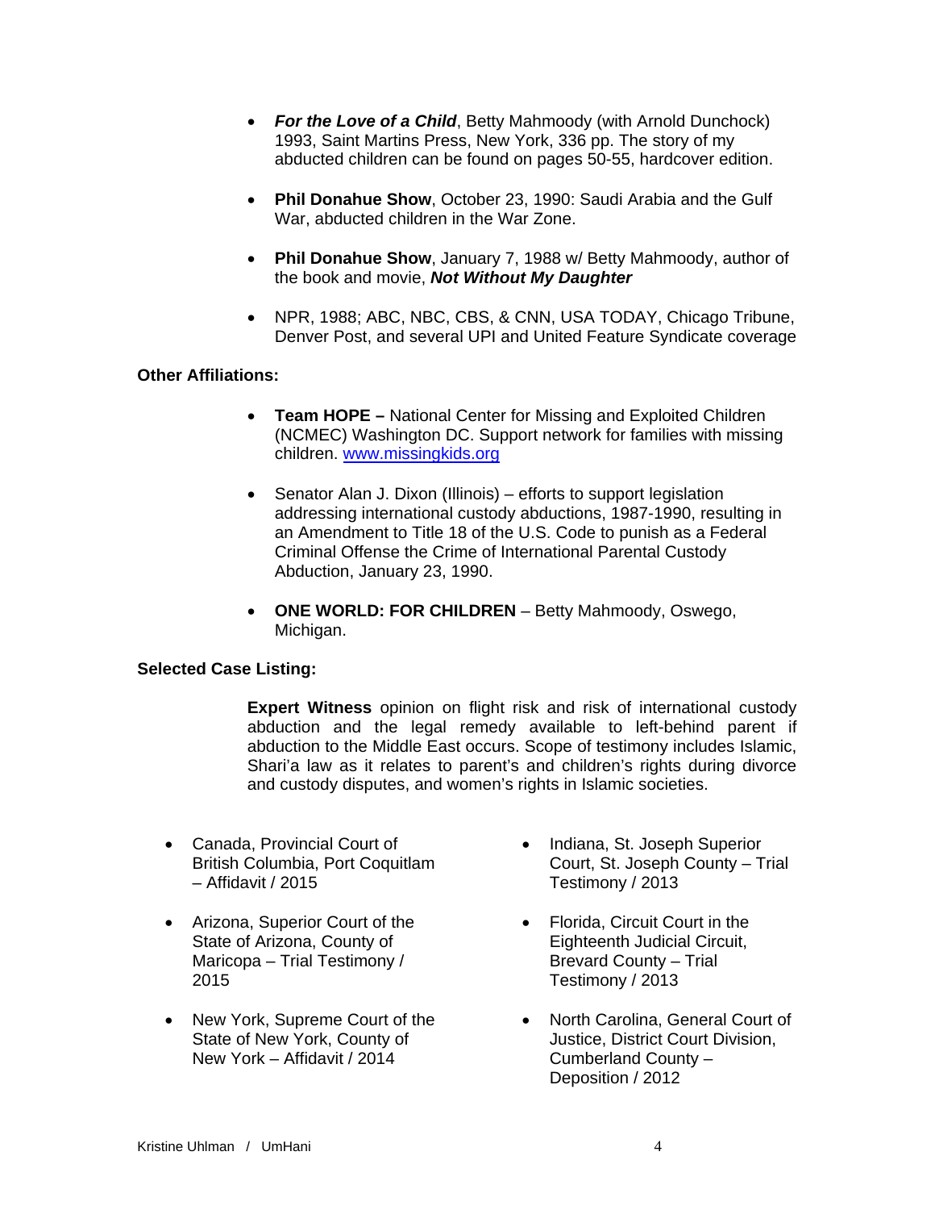- ***For the Love of a Child***, Betty Mahmoody (with Arnold Dunchock) 1993, Saint Martins Press, New York, 336 pp. The story of my abducted children can be found on pages 50-55, hardcover edition.

- **Phil Donahue Show**, October 23, 1990: Saudi Arabia and the Gulf War, abducted children in the War Zone.

- **Phil Donahue Show**, January 7, 1988 w/ Betty Mahmoody, author of the book and movie, ***Not Without My Daughter***

- NPR, 1988; ABC, NBC, CBS, & CNN, USA TODAY, Chicago Tribune, Denver Post, and several UPI and United Feature Syndicate coverage

**Other Affiliations:**

- **Team HOPE –** National Center for Missing and Exploited Children (NCMEC) Washington DC. Support network for families with missing children. www.missingkids.org

- Senator Alan J. Dixon (Illinois) – efforts to support legislation addressing international custody abductions, 1987-1990, resulting in an Amendment to Title 18 of the U.S. Code to punish as a Federal Criminal Offense the Crime of International Parental Custody Abduction, January 23, 1990.

- **ONE WORLD: FOR CHILDREN** – Betty Mahmoody, Oswego, Michigan.

**Selected Case Listing:**

**Expert Witness** opinion on flight risk and risk of international custody abduction and the legal remedy available to left-behind parent if abduction to the Middle East occurs. Scope of testimony includes Islamic, Shari'a law as it relates to parent's and children's rights during divorce and custody disputes, and women's rights in Islamic societies.

- Canada, Provincial Court of British Columbia, Port Coquitlam – Affidavit / 2015

- Arizona, Superior Court of the State of Arizona, County of Maricopa – Trial Testimony / 2015

- New York, Supreme Court of the State of New York, County of New York – Affidavit / 2014

- Indiana, St. Joseph Superior Court, St. Joseph County – Trial Testimony / 2013

- Florida, Circuit Court in the Eighteenth Judicial Circuit, Brevard County – Trial Testimony / 2013

- North Carolina, General Court of Justice, District Court Division, Cumberland County – Deposition / 2012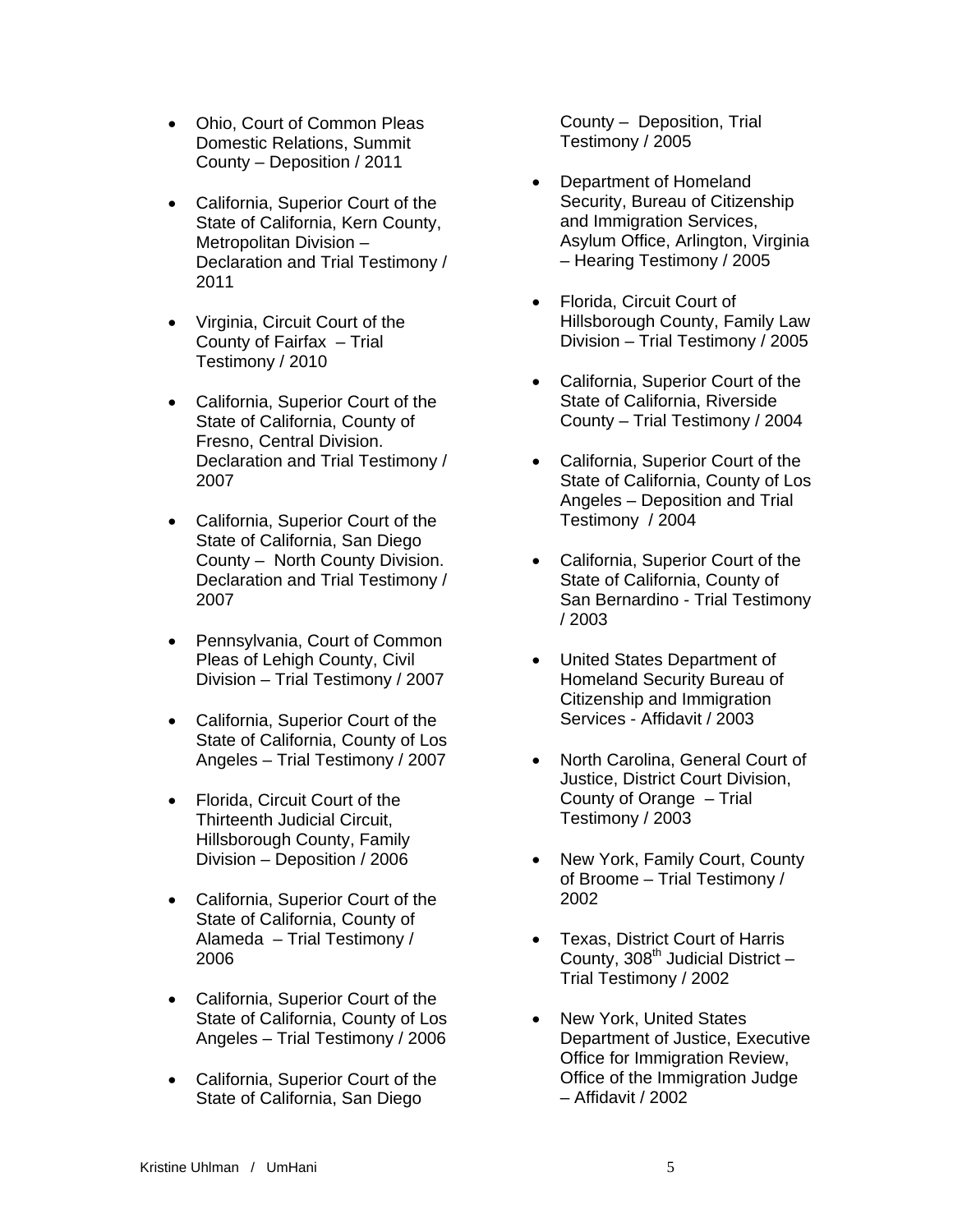- Ohio, Court of Common Pleas Domestic Relations, Summit County – Deposition / 2011
- California, Superior Court of the State of California, Kern County, Metropolitan Division – Declaration and Trial Testimony / 2011
- Virginia, Circuit Court of the County of Fairfax – Trial Testimony / 2010
- California, Superior Court of the State of California, County of Fresno, Central Division. Declaration and Trial Testimony / 2007
- California, Superior Court of the State of California, San Diego County – North County Division. Declaration and Trial Testimony / 2007
- Pennsylvania, Court of Common Pleas of Lehigh County, Civil Division – Trial Testimony / 2007
- California, Superior Court of the State of California, County of Los Angeles – Trial Testimony / 2007
- Florida, Circuit Court of the Thirteenth Judicial Circuit, Hillsborough County, Family Division – Deposition / 2006
- California, Superior Court of the State of California, County of Alameda – Trial Testimony / 2006
- California, Superior Court of the State of California, County of Los Angeles – Trial Testimony / 2006
- California, Superior Court of the State of California, San Diego County – Deposition, Trial Testimony / 2005
- Department of Homeland Security, Bureau of Citizenship and Immigration Services, Asylum Office, Arlington, Virginia – Hearing Testimony / 2005
- Florida, Circuit Court of Hillsborough County, Family Law Division – Trial Testimony / 2005
- California, Superior Court of the State of California, Riverside County – Trial Testimony / 2004
- California, Superior Court of the State of California, County of Los Angeles – Deposition and Trial Testimony / 2004
- California, Superior Court of the State of California, County of San Bernardino - Trial Testimony / 2003
- United States Department of Homeland Security Bureau of Citizenship and Immigration Services - Affidavit / 2003
- North Carolina, General Court of Justice, District Court Division, County of Orange – Trial Testimony / 2003
- New York, Family Court, County of Broome – Trial Testimony / 2002
- Texas, District Court of Harris County, 308th Judicial District – Trial Testimony / 2002
- New York, United States Department of Justice, Executive Office for Immigration Review, Office of the Immigration Judge – Affidavit / 2002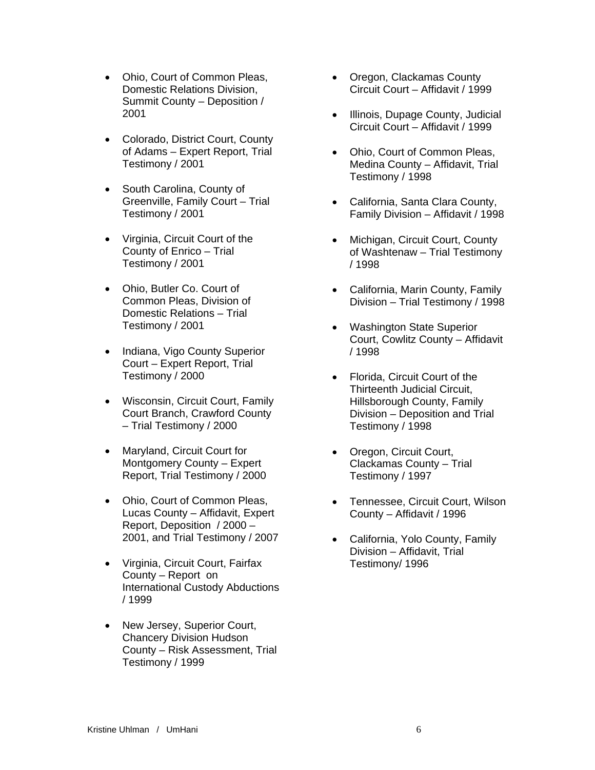- Ohio, Court of Common Pleas, Domestic Relations Division, Summit County – Deposition / 2001
- Colorado, District Court, County of Adams – Expert Report, Trial Testimony / 2001
- South Carolina, County of Greenville, Family Court – Trial Testimony / 2001
- Virginia, Circuit Court of the County of Enrico – Trial Testimony / 2001
- Ohio, Butler Co. Court of Common Pleas, Division of Domestic Relations – Trial Testimony / 2001
- Indiana, Vigo County Superior Court – Expert Report, Trial Testimony / 2000
- Wisconsin, Circuit Court, Family Court Branch, Crawford County – Trial Testimony / 2000
- Maryland, Circuit Court for Montgomery County – Expert Report, Trial Testimony / 2000
- Ohio, Court of Common Pleas, Lucas County – Affidavit, Expert Report, Deposition / 2000 – 2001, and Trial Testimony / 2007
- Virginia, Circuit Court, Fairfax County – Report on International Custody Abductions / 1999
- New Jersey, Superior Court, Chancery Division Hudson County – Risk Assessment, Trial Testimony / 1999
- Oregon, Clackamas County Circuit Court – Affidavit / 1999
- Illinois, Dupage County, Judicial Circuit Court – Affidavit / 1999
- Ohio, Court of Common Pleas, Medina County – Affidavit, Trial Testimony / 1998
- California, Santa Clara County, Family Division – Affidavit / 1998
- Michigan, Circuit Court, County of Washtenaw – Trial Testimony / 1998
- California, Marin County, Family Division – Trial Testimony / 1998
- Washington State Superior Court, Cowlitz County – Affidavit / 1998
- Florida, Circuit Court of the Thirteenth Judicial Circuit, Hillsborough County, Family Division – Deposition and Trial Testimony / 1998
- Oregon, Circuit Court, Clackamas County – Trial Testimony / 1997
- Tennessee, Circuit Court, Wilson County – Affidavit / 1996
- California, Yolo County, Family Division – Affidavit, Trial Testimony/ 1996